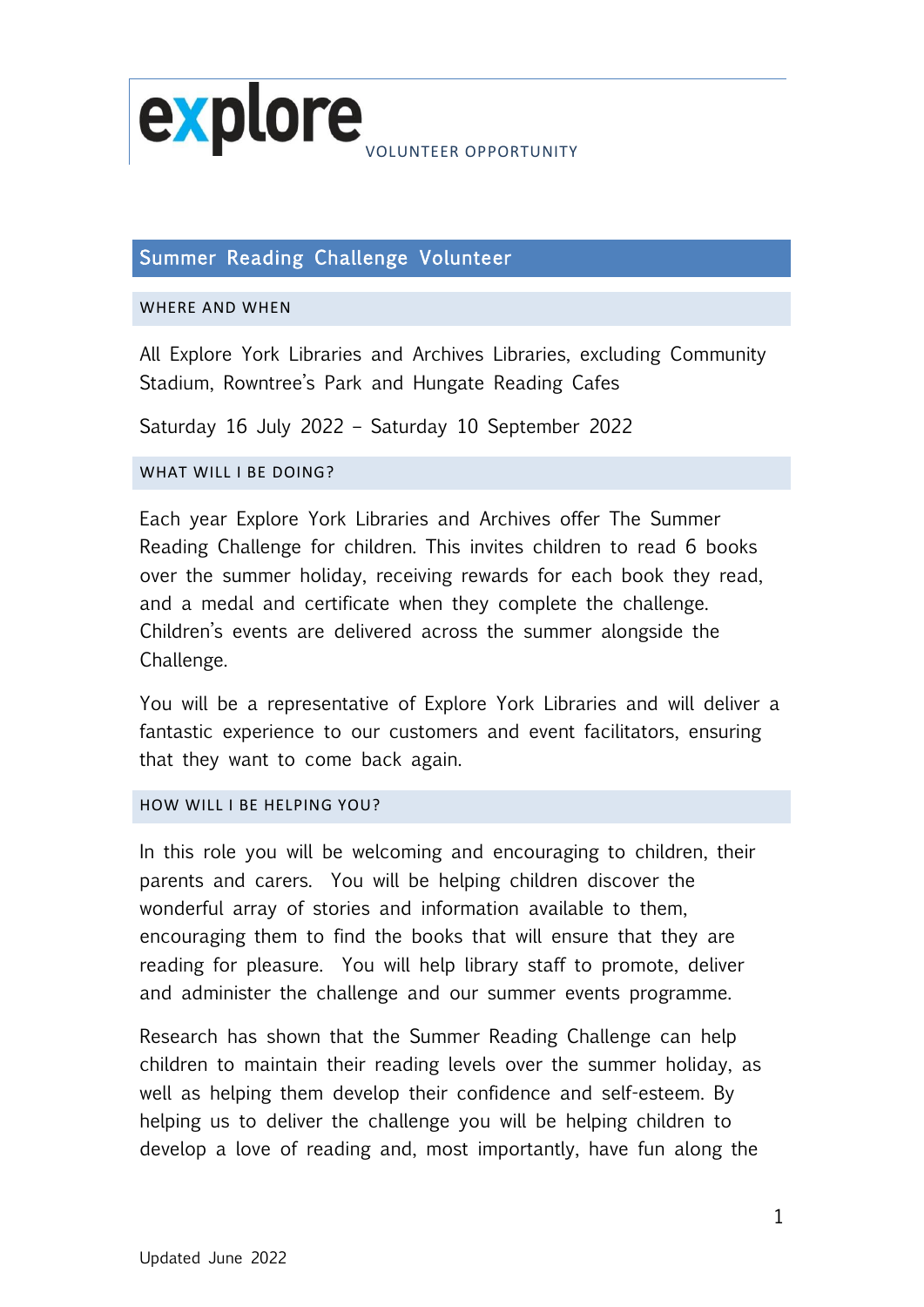explore VOLUNTEER OPPORTUNITY

## Summer Reading Challenge Volunteer

### WHERE AND WHEN

All Explore York Libraries and Archives Libraries, excluding Community Stadium, Rowntree's Park and Hungate Reading Cafes

Saturday 16 July 2022 – Saturday 10 September 2022

### WHAT WILL I BE DOING?

Each year Explore York Libraries and Archives offer The Summer Reading Challenge for children. This invites children to read 6 books over the summer holiday, receiving rewards for each book they read, and a medal and certificate when they complete the challenge. Children's events are delivered across the summer alongside the Challenge.

You will be a representative of Explore York Libraries and will deliver a fantastic experience to our customers and event facilitators, ensuring that they want to come back again.

### HOW WILL I BE HELPING YOU?

In this role you will be welcoming and encouraging to children, their parents and carers. You will be helping children discover the wonderful array of stories and information available to them, encouraging them to find the books that will ensure that they are reading for pleasure. You will help library staff to promote, deliver and administer the challenge and our summer events programme.

Research has shown that the Summer Reading Challenge can help children to maintain their reading levels over the summer holiday, as well as helping them develop their confidence and self-esteem. By helping us to deliver the challenge you will be helping children to develop a love of reading and, most importantly, have fun along the

Updated June 2022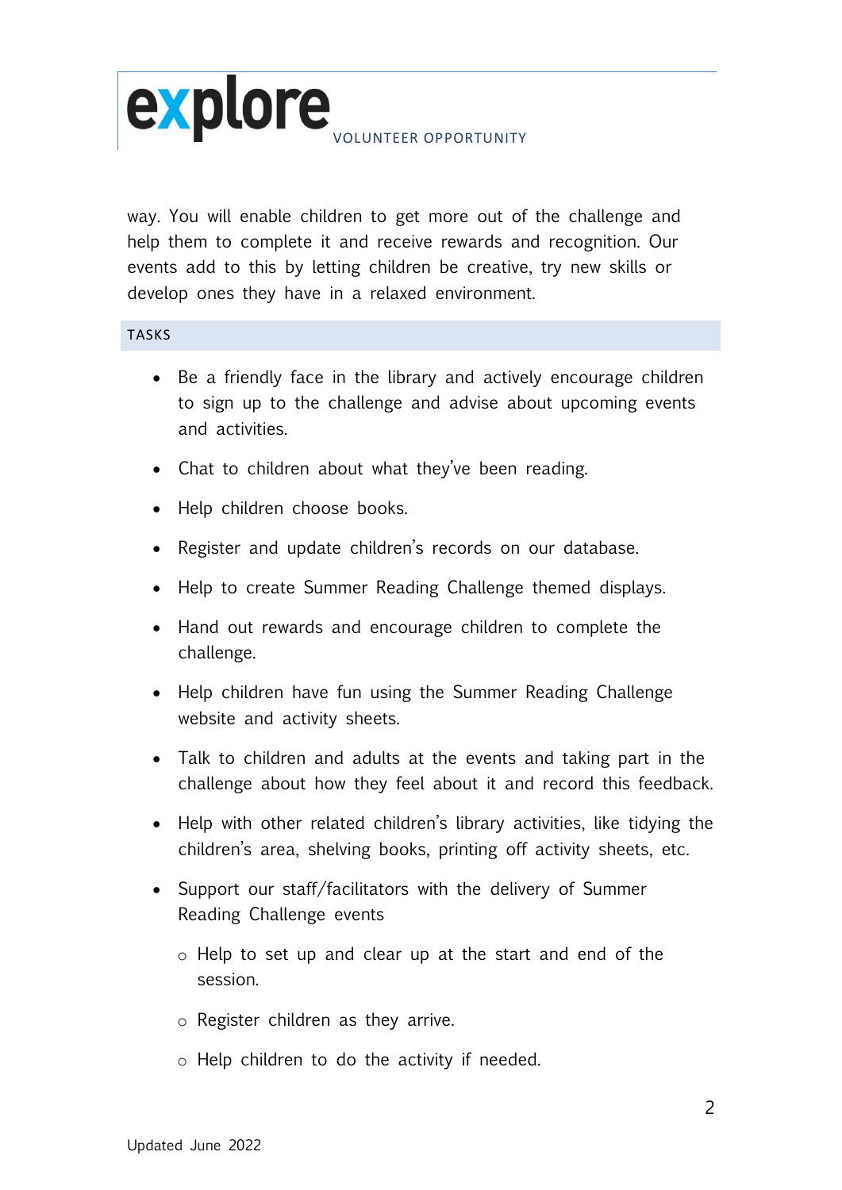way. You will enable children to get more out of the challenge and help them to complete it and receive rewards and recognition. Our events add to this by letting children be creative, try new skills or develop ones they have in a relaxed environment.

## TASKS

- Be a friendly face in the library and actively encourage children to sign up to the challenge and advise about upcoming events and activities.
- Chat to children about what they've been reading.
- Help children choose books.
- Register and update children's records on our database.
- Help to create Summer Reading Challenge themed displays.
- Hand out rewards and encourage children to complete the challenge.
- Help children have fun using the Summer Reading Challenge website and activity sheets.
- Talk to children and adults at the events and taking part in the challenge about how they feel about it and record this feedback.
- Help with other related children's library activities, like tidying the children's area, shelving books, printing off activity sheets, etc.
- Support our staff/facilitators with the delivery of Summer Reading Challenge events
    - Help to set up and clear up at the start and end of the session.
    - Register children as they arrive.
    - Help children to do the activity if needed.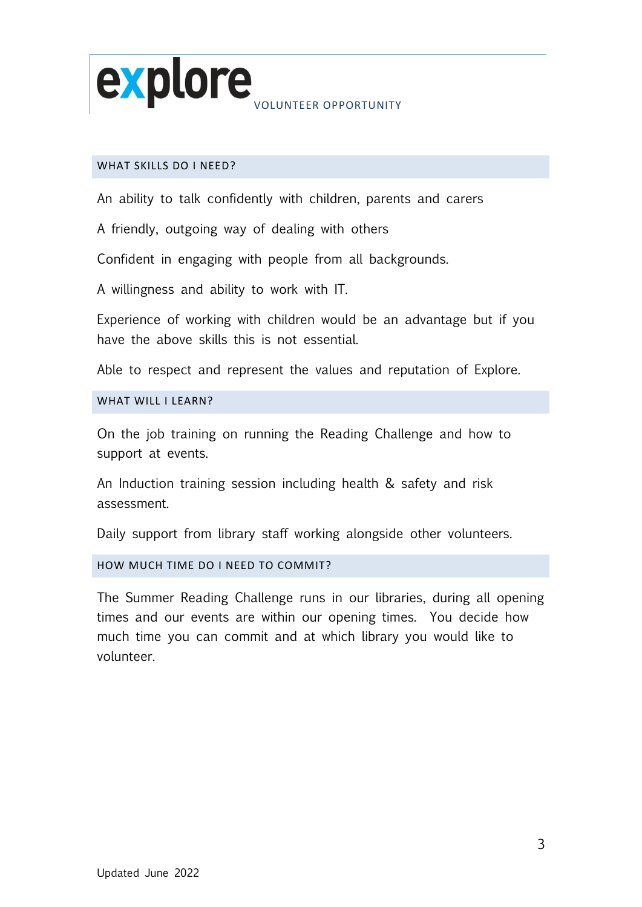# explore

VOLUNTEER OPPORTUNITY

## WHAT SKILLS DO I NEED?

An ability to talk confidently with children, parents and carers

A friendly, outgoing way of dealing with others

Confident in engaging with people from all backgrounds.

A willingness and ability to work with IT.

Experience of working with children would be an advantage but if you have the above skills this is not essential.

Able to respect and represent the values and reputation of Explore.

## WHAT WILL I LEARN?

On the job training on running the Reading Challenge and how to support at events.

An Induction training session including health & safety and risk assessment.

Daily support from library staff working alongside other volunteers.

## HOW MUCH TIME DO I NEED TO COMMIT?

The Summer Reading Challenge runs in our libraries, during all opening times and our events are within our opening times. You decide how much time you can commit and at which library you would like to volunteer.

Updated June 2022